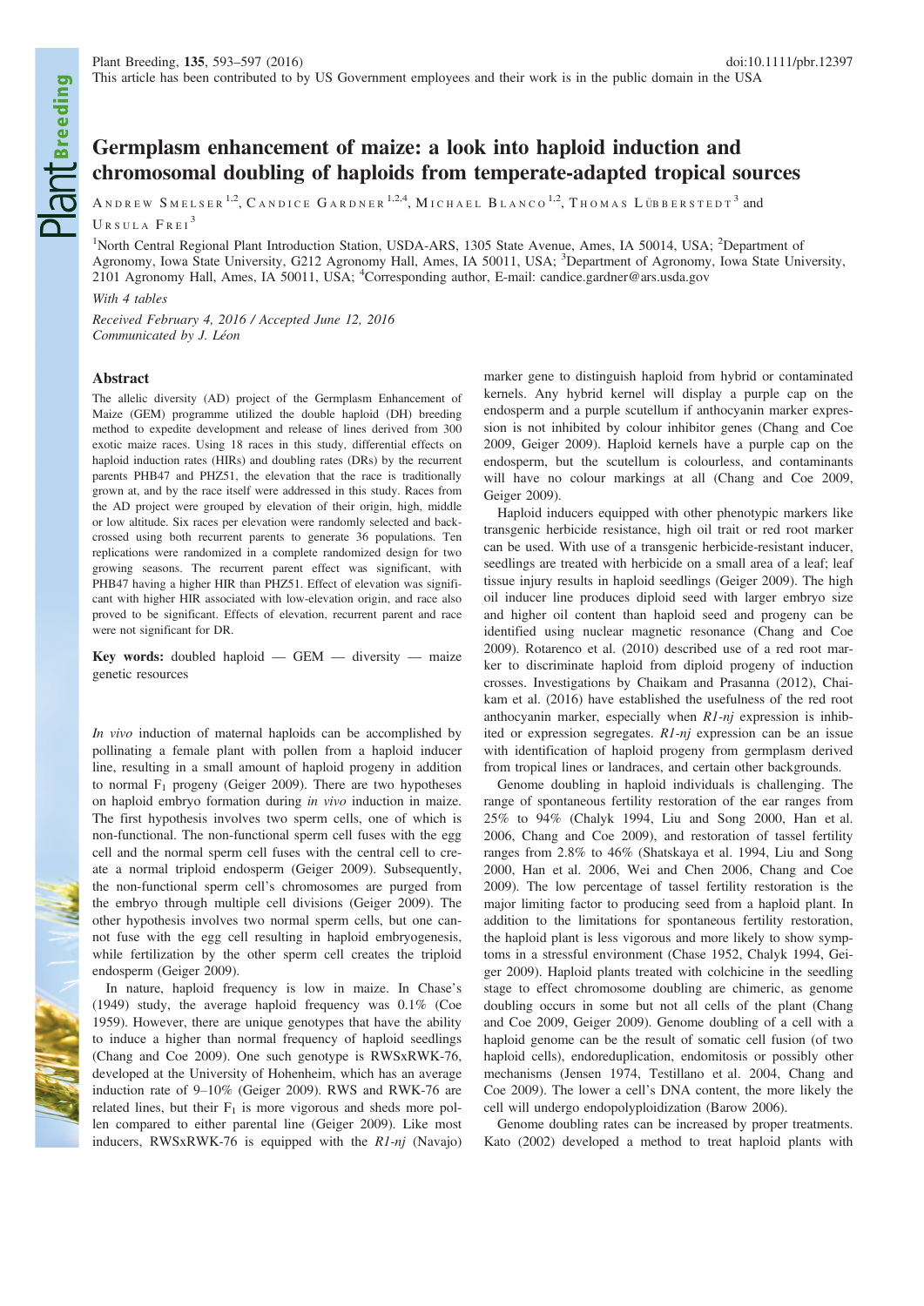This article has been contributed to by US Government employees and their work is in the public domain in the USA

# Germplasm enhancement of maize: a look into haploid induction and chromosomal doubling of haploids from temperate-adapted tropical sources

Andrew Smelser[1,2], Candice Gardner[1,2,4], Michael Blanco[1,2], Thomas Lübberstedt[3] and Ursula Frei[3]

[1]North Central Regional Plant Introduction Station, USDA-ARS, 1305 State Avenue, Ames, IA 50014, USA; [2]Department of Agronomy, Iowa State University, G212 Agronomy Hall, Ames, IA 50011, USA; [3]Department of Agronomy, Iowa State University, 2101 Agronomy Hall, Ames, IA 50011, USA; [4]Corresponding author, E-mail: candice.gardner@ars.usda.gov

*With 4 tables*

*Received February 4, 2016 / Accepted June 12, 2016*
*Communicated by J. Léon*

## Abstract

The allelic diversity (AD) project of the Germplasm Enhancement of Maize (GEM) programme utilized the double haploid (DH) breeding method to expedite development and release of lines derived from 300 exotic maize races. Using 18 races in this study, differential effects on haploid induction rates (HIRs) and doubling rates (DRs) by the recurrent parents PHB47 and PHZ51, the elevation that the race is traditionally grown at, and by the race itself were addressed in this study. Races from the AD project were grouped by elevation of their origin, high, middle or low altitude. Six races per elevation were randomly selected and backcrossed using both recurrent parents to generate 36 populations. Ten replications were randomized in a complete randomized design for two growing seasons. The recurrent parent effect was significant, with PHB47 having a higher HIR than PHZ51. Effect of elevation was significant with higher HIR associated with low-elevation origin, and race also proved to be significant. Effects of elevation, recurrent parent and race were not significant for DR.

**Key words:** doubled haploid — GEM — diversity — maize genetic resources

*In vivo* induction of maternal haploids can be accomplished by pollinating a female plant with pollen from a haploid inducer line, resulting in a small amount of haploid progeny in addition to normal $F_1$ progeny (Geiger 2009). There are two hypotheses on haploid embryo formation during *in vivo* induction in maize. The first hypothesis involves two sperm cells, one of which is non-functional. The non-functional sperm cell fuses with the egg cell and the normal sperm cell fuses with the central cell to create a normal triploid endosperm (Geiger 2009). Subsequently, the non-functional sperm cell's chromosomes are purged from the embryo through multiple cell divisions (Geiger 2009). The other hypothesis involves two normal sperm cells, but one cannot fuse with the egg cell resulting in haploid embryogenesis, while fertilization by the other sperm cell creates the triploid endosperm (Geiger 2009).

In nature, haploid frequency is low in maize. In Chase's (1949) study, the average haploid frequency was 0.1% (Coe 1959). However, there are unique genotypes that have the ability to induce a higher than normal frequency of haploid seedlings (Chang and Coe 2009). One such genotype is RWSxRWK-76, developed at the University of Hohenheim, which has an average induction rate of 9–10% (Geiger 2009). RWS and RWK-76 are related lines, but their $F_1$ is more vigorous and sheds more pollen compared to either parental line (Geiger 2009). Like most inducers, RWSxRWK-76 is equipped with the *R1-nj* (Navajo) marker gene to distinguish haploid from hybrid or contaminated kernels. Any hybrid kernel will display a purple cap on the endosperm and a purple scutellum if anthocyanin marker expression is not inhibited by colour inhibitor genes (Chang and Coe 2009, Geiger 2009). Haploid kernels have a purple cap on the endosperm, but the scutellum is colourless, and contaminants will have no colour markings at all (Chang and Coe 2009, Geiger 2009).

Haploid inducers equipped with other phenotypic markers like transgenic herbicide resistance, high oil trait or red root marker can be used. With use of a transgenic herbicide-resistant inducer, seedlings are treated with herbicide on a small area of a leaf; leaf tissue injury results in haploid seedlings (Geiger 2009). The high oil inducer line produces diploid seed with larger embryo size and higher oil content than haploid seed and progeny can be identified using nuclear magnetic resonance (Chang and Coe 2009). Rotarenco et al. (2010) described use of a red root marker to discriminate haploid from diploid progeny of induction crosses. Investigations by Chaikam and Prasanna (2012), Chaikam et al. (2016) have established the usefulness of the red root anthocyanin marker, especially when *R1-nj* expression is inhibited or expression segregates. *R1-nj* expression can be an issue with identification of haploid progeny from germplasm derived from tropical lines or landraces, and certain other backgrounds.

Genome doubling in haploid individuals is challenging. The range of spontaneous fertility restoration of the ear ranges from 25% to 94% (Chalyk 1994, Liu and Song 2000, Han et al. 2006, Chang and Coe 2009), and restoration of tassel fertility ranges from 2.8% to 46% (Shatskaya et al. 1994, Liu and Song 2000, Han et al. 2006, Wei and Chen 2006, Chang and Coe 2009). The low percentage of tassel fertility restoration is the major limiting factor to producing seed from a haploid plant. In addition to the limitations for spontaneous fertility restoration, the haploid plant is less vigorous and more likely to show symptoms in a stressful environment (Chase 1952, Chalyk 1994, Geiger 2009). Haploid plants treated with colchicine in the seedling stage to effect chromosome doubling are chimeric, as genome doubling occurs in some but not all cells of the plant (Chang and Coe 2009, Geiger 2009). Genome doubling of a cell with a haploid genome can be the result of somatic cell fusion (of two haploid cells), endoreduplication, endomitosis or possibly other mechanisms (Jensen 1974, Testillano et al. 2004, Chang and Coe 2009). The lower a cell's DNA content, the more likely the cell will undergo endopolyploidization (Barow 2006).

Genome doubling rates can be increased by proper treatments. Kato (2002) developed a method to treat haploid plants with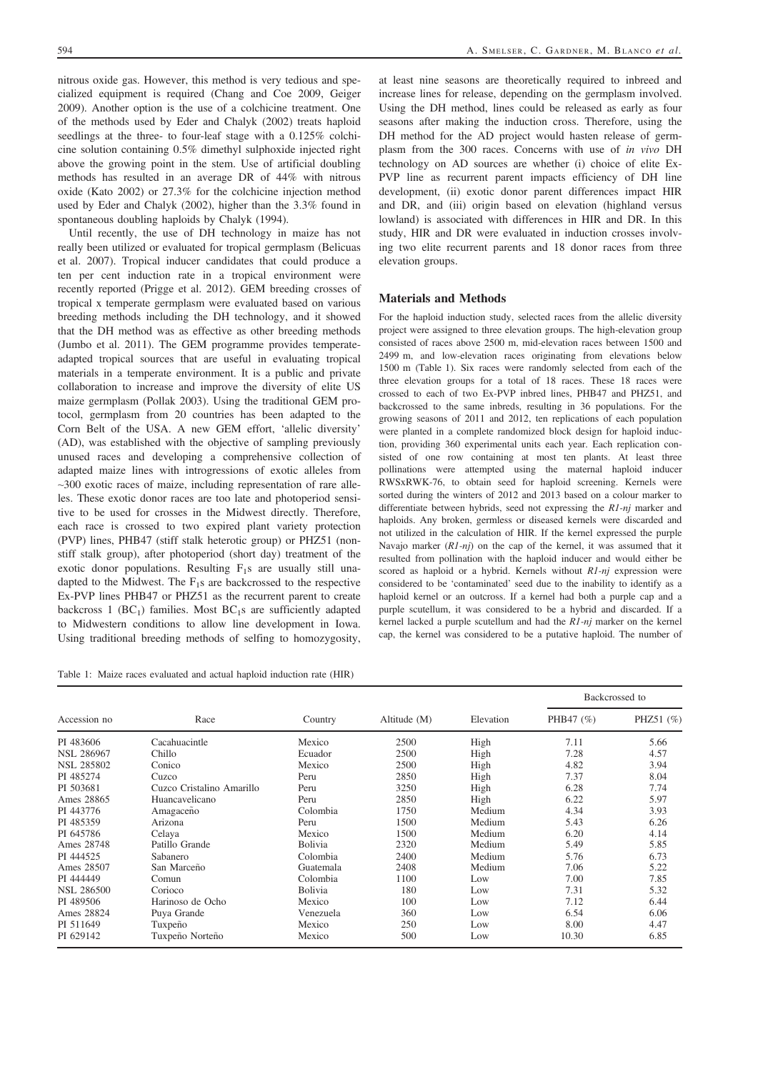nitrous oxide gas. However, this method is very tedious and specialized equipment is required (Chang and Coe 2009, Geiger 2009). Another option is the use of a colchicine treatment. One of the methods used by Eder and Chalyk (2002) treats haploid seedlings at the three- to four-leaf stage with a 0.125% colchicine solution containing 0.5% dimethyl sulphoxide injected right above the growing point in the stem. Use of artificial doubling methods has resulted in an average DR of 44% with nitrous oxide (Kato 2002) or 27.3% for the colchicine injection method used by Eder and Chalyk (2002), higher than the 3.3% found in spontaneous doubling haploids by Chalyk (1994).

Until recently, the use of DH technology in maize has not really been utilized or evaluated for tropical germplasm (Belicuas et al. 2007). Tropical inducer candidates that could produce a ten per cent induction rate in a tropical environment were recently reported (Prigge et al. 2012). GEM breeding crosses of tropical x temperate germplasm were evaluated based on various breeding methods including the DH technology, and it showed that the DH method was as effective as other breeding methods (Jumbo et al. 2011). The GEM programme provides temperate-adapted tropical sources that are useful in evaluating tropical materials in a temperate environment. It is a public and private collaboration to increase and improve the diversity of elite US maize germplasm (Pollak 2003). Using the traditional GEM protocol, germplasm from 20 countries has been adapted to the Corn Belt of the USA. A new GEM effort, 'allelic diversity' (AD), was established with the objective of sampling previously unused races and developing a comprehensive collection of adapted maize lines with introgressions of exotic alleles from ~300 exotic races of maize, including representation of rare alleles. These exotic donor races are too late and photoperiod sensitive to be used for crosses in the Midwest directly. Therefore, each race is crossed to two expired plant variety protection (PVP) lines, PHB47 (stiff stalk heterotic group) or PHZ51 (non-stiff stalk group), after photoperiod (short day) treatment of the exotic donor populations. Resulting $F_1$s are usually still unadapted to the Midwest. The $F_1$s are backcrossed to the respective Ex-PVP lines PHB47 or PHZ51 as the recurrent parent to create backcross 1 ($BC_1$) families. Most $BC_1$s are sufficiently adapted to Midwestern conditions to allow line development in Iowa. Using traditional breeding methods of selfing to homozygosity, at least nine seasons are theoretically required to inbreed and increase lines for release, depending on the germplasm involved. Using the DH method, lines could be released as early as four seasons after making the induction cross. Therefore, using the DH method for the AD project would hasten release of germplasm from the 300 races. Concerns with use of *in vivo* DH technology on AD sources are whether (i) choice of elite Ex-PVP line as recurrent parent impacts efficiency of DH line development, (ii) exotic donor parent differences impact HIR and DR, and (iii) origin based on elevation (highland versus lowland) is associated with differences in HIR and DR. In this study, HIR and DR were evaluated in induction crosses involving two elite recurrent parents and 18 donor races from three elevation groups.

## Materials and Methods

For the haploid induction study, selected races from the allelic diversity project were assigned to three elevation groups. The high-elevation group consisted of races above 2500 m, mid-elevation races between 1500 and 2499 m, and low-elevation races originating from elevations below 1500 m (Table 1). Six races were randomly selected from each of the three elevation groups for a total of 18 races. These 18 races were crossed to each of two Ex-PVP inbred lines, PHB47 and PHZ51, and backcrossed to the same inbreds, resulting in 36 populations. For the growing seasons of 2011 and 2012, ten replications of each population were planted in a complete randomized block design for haploid induction, providing 360 experimental units each year. Each replication consisted of one row containing at most ten plants. At least three pollinations were attempted using the maternal haploid inducer RWSxRWK-76, to obtain seed for haploid screening. Kernels were sorted during the winters of 2012 and 2013 based on a colour marker to differentiate between hybrids, seed not expressing the *R1-nj* marker and haploids. Any broken, germless or diseased kernels were discarded and not utilized in the calculation of HIR. If the kernel expressed the purple Navajo marker (*R1-nj*) on the cap of the kernel, it was assumed that it resulted from pollination with the haploid inducer and would either be scored as haploid or a hybrid. Kernels without *R1-nj* expression were considered to be 'contaminated' seed due to the inability to identify as a haploid kernel or an outcross. If a kernel had both a purple cap and a purple scutellum, it was considered to be a hybrid and discarded. If a kernel lacked a purple scutellum and had the *R1-nj* marker on the kernel cap, the kernel was considered to be a putative haploid. The number of

Table 1: Maize races evaluated and actual haploid induction rate (HIR)

| Accession no | Race | Country | Altitude (M) | Elevation | Backcrossed to | |
|---|---|---|---|---|---|---|
| | | | | | PHB47 (%) | PHZ51 (%) |
| PI 483606 | Cacahuacintle | Mexico | 2500 | High | 7.11 | 5.66 |
| NSL 286967 | Chillo | Ecuador | 2500 | High | 7.28 | 4.57 |
| NSL 285802 | Conico | Mexico | 2500 | High | 4.82 | 3.94 |
| PI 485274 | Cuzco | Peru | 2850 | High | 7.37 | 8.04 |
| PI 503681 | Cuzco Cristalino Amarillo | Peru | 3250 | High | 6.28 | 7.74 |
| Ames 28865 | Huancavelicano | Peru | 2850 | High | 6.22 | 5.97 |
| PI 443776 | Amagaceño | Colombia | 1750 | Medium | 4.34 | 3.93 |
| PI 485359 | Arizona | Peru | 1500 | Medium | 5.43 | 6.26 |
| PI 645786 | Celaya | Mexico | 1500 | Medium | 6.20 | 4.14 |
| Ames 28748 | Patillo Grande | Bolivia | 2320 | Medium | 5.49 | 5.85 |
| PI 444525 | Sabanero | Colombia | 2400 | Medium | 5.76 | 6.73 |
| Ames 28507 | San Marceño | Guatemala | 2408 | Medium | 7.06 | 5.22 |
| PI 444449 | Comun | Colombia | 1100 | Low | 7.00 | 7.85 |
| NSL 286500 | Corioco | Bolivia | 180 | Low | 7.31 | 5.32 |
| PI 489506 | Harinoso de Ocho | Mexico | 100 | Low | 7.12 | 6.44 |
| Ames 28824 | Puya Grande | Venezuela | 360 | Low | 6.54 | 6.06 |
| PI 511649 | Tuxpeño | Mexico | 250 | Low | 8.00 | 4.47 |
| PI 629142 | Tuxpeño Norteño | Mexico | 500 | Low | 10.30 | 6.85 |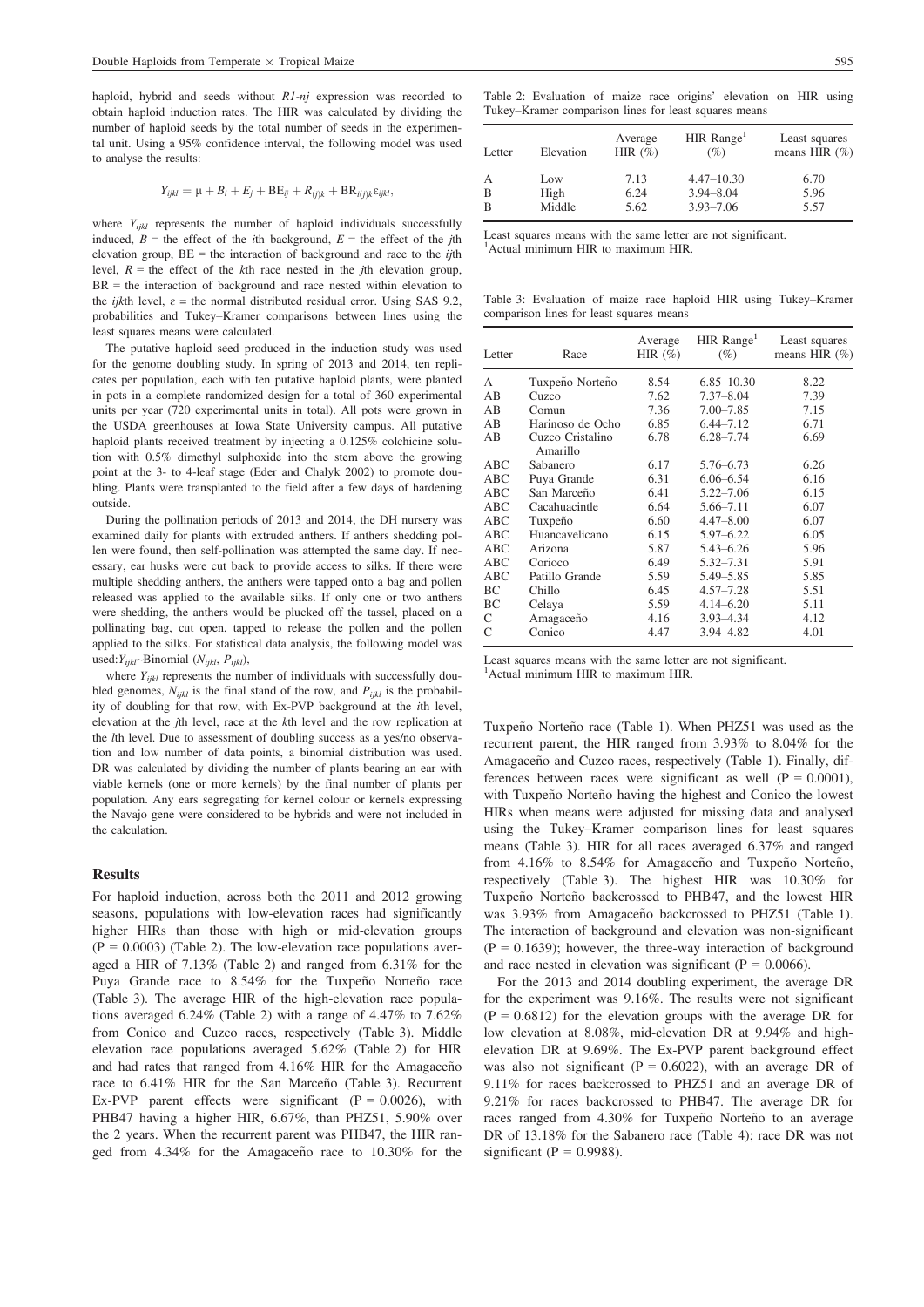haploid, hybrid and seeds without *R1-nj* expression was recorded to obtain haploid induction rates. The HIR was calculated by dividing the number of haploid seeds by the total number of seeds in the experimental unit. Using a 95% confidence interval, the following model was used to analyse the results:

$$Y_{ijkl} = \mu + B_i + E_j + BE_{ij} + R_{(j)k} + BR_{i(j)k}\varepsilon_{ijkl},$$

where $Y_{ijkl}$ represents the number of haploid individuals successfully induced, $B$ = the effect of the $i$th background, $E$ = the effect of the $j$th elevation group, BE = the interaction of background and race to the $ij$th level, $R$ = the effect of the $k$th race nested in the $j$th elevation group, BR = the interaction of background and race nested within elevation to the $ijk$th level, $\varepsilon$ = the normal distributed residual error. Using SAS 9.2, probabilities and Tukey–Kramer comparisons between lines using the least squares means were calculated.

The putative haploid seed produced in the induction study was used for the genome doubling study. In spring of 2013 and 2014, ten replicates per population, each with ten putative haploid plants, were planted in pots in a complete randomized design for a total of 360 experimental units per year (720 experimental units in total). All pots were grown in the USDA greenhouses at Iowa State University campus. All putative haploid plants received treatment by injecting a 0.125% colchicine solution with 0.5% dimethyl sulphoxide into the stem above the growing point at the 3- to 4-leaf stage (Eder and Chalyk 2002) to promote doubling. Plants were transplanted to the field after a few days of hardening outside.

During the pollination periods of 2013 and 2014, the DH nursery was examined daily for plants with extruded anthers. If anthers shedding pollen were found, then self-pollination was attempted the same day. If necessary, ear husks were cut back to provide access to silks. If there were multiple shedding anthers, the anthers were tapped onto a bag and pollen released was applied to the available silks. If only one or two anthers were shedding, the anthers would be plucked off the tassel, placed on a pollinating bag, cut open, tapped to release the pollen and the pollen applied to the silks. For statistical data analysis, the following model was used: $Y_{ijkl}$~Binomial ($N_{ijkl}$, $P_{ijkl}$),

where $Y_{ijkl}$ represents the number of individuals with successfully doubled genomes, $N_{ijkl}$ is the final stand of the row, and $P_{ijkl}$ is the probability of doubling for that row, with Ex-PVP background at the $i$th level, elevation at the $j$th level, race at the $k$th level and the row replication at the $l$th level. Due to assessment of doubling success as a yes/no observation and low number of data points, a binomial distribution was used. DR was calculated by dividing the number of plants bearing an ear with viable kernels (one or more kernels) by the final number of plants per population. Any ears segregating for kernel colour or kernels expressing the Navajo gene were considered to be hybrids and were not included in the calculation.

## Results

For haploid induction, across both the 2011 and 2012 growing seasons, populations with low-elevation races had significantly higher HIRs than those with high or mid-elevation groups ($P = 0.0003$) (Table 2). The low-elevation race populations averaged a HIR of 7.13% (Table 2) and ranged from 6.31% for the Puya Grande race to 8.54% for the Tuxpeño Norteño race (Table 3). The average HIR of the high-elevation race populations averaged 6.24% (Table 2) with a range of 4.47% to 7.62% from Conico and Cuzco races, respectively (Table 3). Middle elevation race populations averaged 5.62% (Table 2) for HIR and had rates that ranged from 4.16% HIR for the Amagaceño race to 6.41% HIR for the San Marceño (Table 3). Recurrent Ex-PVP parent effects were significant ($P = 0.0026$), with PHB47 having a higher HIR, 6.67%, than PHZ51, 5.90% over the 2 years. When the recurrent parent was PHB47, the HIR ranged from 4.34% for the Amagaceño race to 10.30% for the Tuxpeño Norteño race (Table 1). When PHZ51 was used as the recurrent parent, the HIR ranged from 3.93% to 8.04% for the Amagaceño and Cuzco races, respectively (Table 1). Finally, differences between races were significant as well ($P = 0.0001$), with Tuxpeño Norteño having the highest and Conico the lowest HIRs when means were adjusted for missing data and analysed using the Tukey–Kramer comparison lines for least squares means (Table 3). HIR for all races averaged 6.37% and ranged from 4.16% to 8.54% for Amagaceño and Tuxpeño Norteño, respectively (Table 3). The highest HIR was 10.30% for Tuxpeño Norteño backcrossed to PHB47, and the lowest HIR was 3.93% from Amagaceño backcrossed to PHZ51 (Table 1). The interaction of background and elevation was non-significant ($P = 0.1639$); however, the three-way interaction of background and race nested in elevation was significant ($P = 0.0066$).

For the 2013 and 2014 doubling experiment, the average DR for the experiment was 9.16%. The results were not significant ($P = 0.6812$) for the elevation groups with the average DR for low elevation at 9.94%, mid-elevation DR at 8.08%, and high-elevation DR at 9.69%. The Ex-PVP parent background effect was also not significant ($P = 0.6022$), with an average DR of 9.11% for races backcrossed to PHZ51 and an average DR of 9.21% for races backcrossed to PHB47. The average DR for races ranged from 4.30% for Tuxpeño Norteño to an average DR of 13.18% for the Sabanero race (Table 4); race DR was not significant ($P = 0.9988$).

Table 2: Evaluation of maize race origins' elevation on HIR using Tukey–Kramer comparison lines for least squares means

| Letter | Elevation | Average HIR (%) | HIR Range[1] (%) | Least squares means HIR (%) |
|---|---|---|---|---|
| A | Low | 7.13 | 4.47–10.30 | 6.70 |
| B | High | 6.24 | 3.94–8.04 | 5.96 |
| B | Middle | 5.62 | 3.93–7.06 | 5.57 |

Least squares means with the same letter are not significant.
[1]Actual minimum HIR to maximum HIR.

Table 3: Evaluation of maize race haploid HIR using Tukey–Kramer comparison lines for least squares means

| Letter | Race | Average HIR (%) | HIR Range[1] (%) | Least squares means HIR (%) |
|---|---|---|---|---|
| A | Tuxpeño Norteño | 8.54 | 6.85–10.30 | 8.22 |
| AB | Cuzco | 7.62 | 7.37–8.04 | 7.39 |
| AB | Comun | 7.36 | 7.00–7.85 | 7.15 |
| AB | Harinoso de Ocho | 6.85 | 6.44–7.12 | 6.71 |
| AB | Cuzco Cristalino Amarillo | 6.78 | 6.28–7.74 | 6.69 |
| ABC | Sabanero | 6.17 | 5.76–6.73 | 6.26 |
| ABC | Puya Grande | 6.31 | 6.06–6.54 | 6.16 |
| ABC | San Marceño | 6.41 | 5.22–7.06 | 6.15 |
| ABC | Cacahuacintle | 6.64 | 5.66–7.11 | 6.07 |
| ABC | Tuxpeño | 6.60 | 4.47–8.00 | 6.07 |
| ABC | Huancavelicano | 6.15 | 5.97–6.22 | 6.05 |
| ABC | Arizona | 5.87 | 5.43–6.26 | 5.96 |
| ABC | Corioco | 6.49 | 5.32–7.31 | 5.91 |
| ABC | Patillo Grande | 5.59 | 5.49–5.85 | 5.85 |
| BC | Chillo | 6.45 | 4.57–7.28 | 5.51 |
| BC | Celaya | 5.59 | 4.14–6.20 | 5.11 |
| C | Amagaceño | 4.16 | 3.93–4.34 | 4.12 |
| C | Conico | 4.47 | 3.94–4.82 | 4.01 |

Least squares means with the same letter are not significant.
[1]Actual minimum HIR to maximum HIR.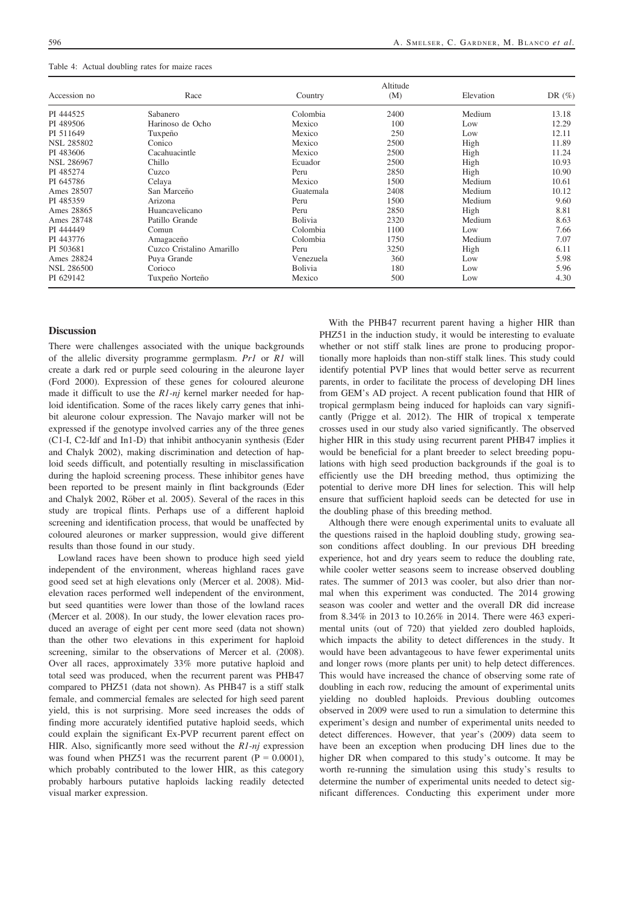Table 4: Actual doubling rates for maize races

| Accession no | Race | Country | Altitude (M) | Elevation | DR (%) |
|---|---|---|---|---|---|
| PI 444525 | Sabanero | Colombia | 2400 | Medium | 13.18 |
| PI 489506 | Harinoso de Ocho | Mexico | 100 | Low | 12.29 |
| PI 511649 | Tuxpeño | Mexico | 250 | Low | 12.11 |
| NSL 285802 | Conico | Mexico | 2500 | High | 11.89 |
| PI 483606 | Cacahuacintle | Mexico | 2500 | High | 11.24 |
| NSL 286967 | Chillo | Ecuador | 2500 | High | 10.93 |
| PI 485274 | Cuzco | Peru | 2850 | High | 10.90 |
| PI 645786 | Celaya | Mexico | 1500 | Medium | 10.61 |
| Ames 28507 | San Marceño | Guatemala | 2408 | Medium | 10.12 |
| PI 485359 | Arizona | Peru | 1500 | Medium | 9.60 |
| Ames 28865 | Huancavelicano | Peru | 2850 | High | 8.81 |
| Ames 28748 | Patillo Grande | Bolivia | 2320 | Medium | 8.63 |
| PI 444449 | Comun | Colombia | 1100 | Low | 7.66 |
| PI 443776 | Amagaceño | Colombia | 1750 | Medium | 7.07 |
| PI 503681 | Cuzco Cristalino Amarillo | Peru | 3250 | High | 6.11 |
| Ames 28824 | Puya Grande | Venezuela | 360 | Low | 5.98 |
| NSL 286500 | Corioco | Bolivia | 180 | Low | 5.96 |
| PI 629142 | Tuxpeño Norteño | Mexico | 500 | Low | 4.30 |

## Discussion

There were challenges associated with the unique backgrounds of the allelic diversity programme germplasm. *Pr1* or *R1* will create a dark red or purple seed colouring in the aleurone layer (Ford 2000). Expression of these genes for coloured aleurone made it difficult to use the *R1-nj* kernel marker needed for haploid identification. Some of the races likely carry genes that inhibit aleurone colour expression. The Navajo marker will not be expressed if the genotype involved carries any of the three genes (C1-I, C2-Idf and In1-D) that inhibit anthocyanin synthesis (Eder and Chalyk 2002), making discrimination and detection of haploid seeds difficult, and potentially resulting in misclassification during the haploid screening process. These inhibitor genes have been reported to be present mainly in flint backgrounds (Eder and Chalyk 2002, Röber et al. 2005). Several of the races in this study are tropical flints. Perhaps use of a different haploid screening and identification process, that would be unaffected by coloured aleurones or marker suppression, would give different results than those found in our study.

Lowland races have been shown to produce high seed yield independent of the environment, whereas highland races gave good seed set at high elevations only (Mercer et al. 2008). Mid-elevation races performed well independent of the environment, but seed quantities were lower than those of the lowland races (Mercer et al. 2008). In our study, the lower elevation races produced an average of eight per cent more seed (data not shown) than the other two elevations in this experiment for haploid screening, similar to the observations of Mercer et al. (2008). Over all races, approximately 33% more putative haploid and total seed was produced, when the recurrent parent was PHB47 compared to PHZ51 (data not shown). As PHB47 is a stiff stalk female, and commercial females are selected for high seed parent yield, this is not surprising. More seed increases the odds of finding more accurately identified putative haploid seeds, which could explain the significant Ex-PVP recurrent parent effect on HIR. Also, significantly more seed without the *R1-nj* expression was found when PHZ51 was the recurrent parent ($P = 0.0001$), which probably contributed to the lower HIR, as this category probably harbours putative haploids lacking readily detected visual marker expression.

With the PHB47 recurrent parent having a higher HIR than PHZ51 in the induction study, it would be interesting to evaluate whether or not stiff stalk lines are prone to producing proportionally more haploids than non-stiff stalk lines. This study could identify potential PVP lines that would better serve as recurrent parents, in order to facilitate the process of developing DH lines from GEM's AD project. A recent publication found that HIR of tropical germplasm being induced for haploids can vary significantly (Prigge et al. 2012). The HIR of tropical x temperate crosses used in our study also varied significantly. The observed higher HIR in this study using recurrent parent PHB47 implies it would be beneficial for a plant breeder to select breeding populations with high seed production backgrounds if the goal is to efficiently use the DH breeding method, thus optimizing the potential to derive more DH lines for selection. This will help ensure that sufficient haploid seeds can be detected for use in the doubling phase of this breeding method.

Although there were enough experimental units to evaluate all the questions raised in the haploid doubling study, growing season conditions affect doubling. In our previous DH breeding experience, hot and dry years seem to reduce the doubling rate, while cooler wetter seasons seem to increase observed doubling rates. The summer of 2013 was cooler, but also drier than normal when this experiment was conducted. The 2014 growing season was cooler and wetter and the overall DR did increase from 8.34% in 2013 to 10.26% in 2014. There were 463 experimental units (out of 720) that yielded zero doubled haploids, which impacts the ability to detect differences in the study. It would have been advantageous to have fewer experimental units and longer rows (more plants per unit) to help detect differences. This would have increased the chance of observing some rate of doubling in each row, reducing the amount of experimental units yielding no doubled haploids. Previous doubling outcomes observed in 2009 were used to run a simulation to determine this experiment's design and number of experimental units needed to detect differences. However, that year's (2009) data seem to have been an exception when producing DH lines due to the higher DR when compared to this study's outcome. It may be worth re-running the simulation using this study's results to determine the number of experimental units needed to detect significant differences. Conducting this experiment under more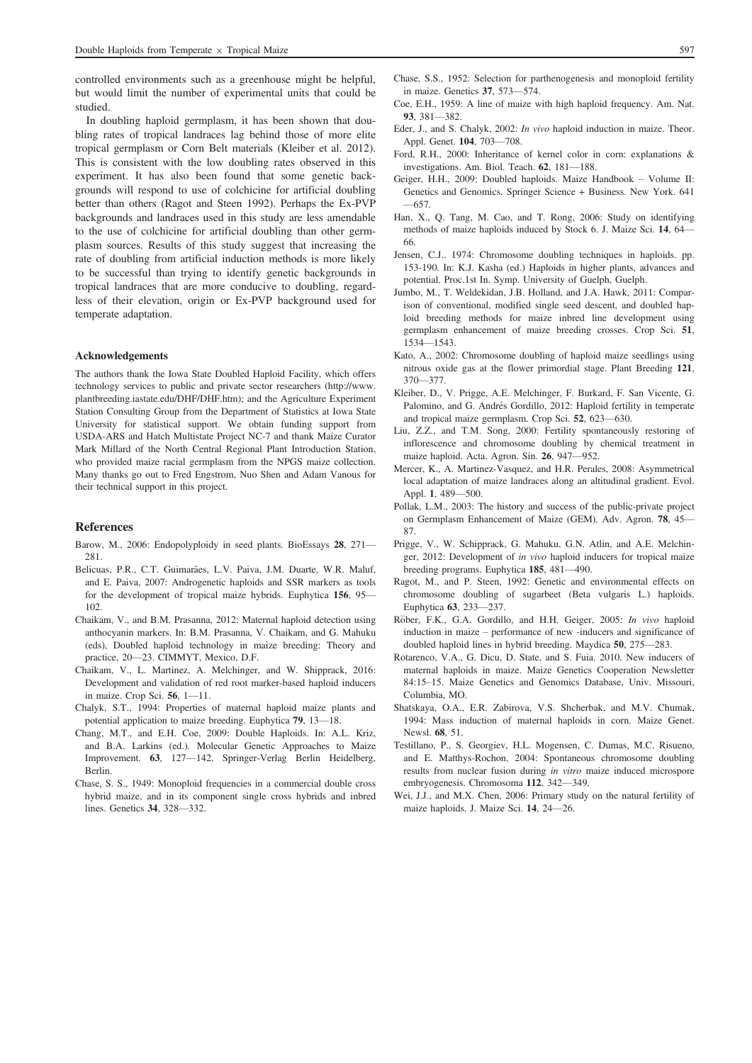controlled environments such as a greenhouse might be helpful, but would limit the number of experimental units that could be studied.

In doubling haploid germplasm, it has been shown that doubling rates of tropical landraces lag behind those of more elite tropical germplasm or Corn Belt materials (Kleiber et al. 2012). This is consistent with the low doubling rates observed in this experiment. It has also been found that some genetic backgrounds will respond to use of colchicine for artificial doubling better than others (Ragot and Steen 1992). Perhaps the Ex-PVP backgrounds and landraces used in this study are less amendable to the use of colchicine for artificial doubling than other germplasm sources. Results of this study suggest that increasing the rate of doubling from artificial induction methods is more likely to be successful than trying to identify genetic backgrounds in tropical landraces that are more conducive to doubling, regardless of their elevation, origin or Ex-PVP background used for temperate adaptation.

#### Acknowledgements

The authors thank the Iowa State Doubled Haploid Facility, which offers technology services to public and private sector researchers (http://www.plantbreeding.iastate.edu/DHF/DHF.htm); and the Agriculture Experiment Station Consulting Group from the Department of Statistics at Iowa State University for statistical support. We obtain funding support from USDA-ARS and Hatch Multistate Project NC-7 and thank Maize Curator Mark Millard of the North Central Regional Plant Introduction Station, who provided maize racial germplasm from the NPGS maize collection. Many thanks go out to Fred Engstrom, Nuo Shen and Adam Vanous for their technical support in this project.

## References

Barow, M., 2006: Endopolyploidy in seed plants. BioEssays **28**, 271—281.

Belicuas, P.R., C.T. Guimarães, L.V. Paiva, J.M. Duarte, W.R. Maluf, and E. Paiva, 2007: Androgenetic haploids and SSR markers as tools for the development of tropical maize hybrids. Euphytica **156**, 95—102.

Chaikam, V., and B.M. Prasanna, 2012: Maternal haploid detection using anthocyanin markers. In: B.M. Prasanna, V. Chaikam, and G. Mahuku (eds), Doubled haploid technology in maize breeding: Theory and practice, 20—23. CIMMYT, Mexico, D.F.

Chaikam, V., L. Martinez, A. Melchinger, and W. Shipprack, 2016: Development and validation of red root marker-based haploid inducers in maize. Crop Sci. **56**, 1—11.

Chalyk, S.T., 1994: Properties of maternal haploid maize plants and potential application to maize breeding. Euphytica **79**, 13—18.

Chang, M.T., and E.H. Coe, 2009: Double Haploids. In: A.L. Kriz, and B.A. Larkins (ed.). Molecular Genetic Approaches to Maize Improvement. **63**, 127—142. Springer-Verlag Berlin Heidelberg, Berlin.

Chase, S. S., 1949: Monoploid frequencies in a commercial double cross hybrid maize, and in its component single cross hybrids and inbred lines. Genetics **34**, 328—332.

Chase, S.S., 1952: Selection for parthenogenesis and monoploid fertility in maize. Genetics **37**, 573—574.

Coe, E.H., 1959: A line of maize with high haploid frequency. Am. Nat. **93**, 381—382.

Eder, J., and S. Chalyk, 2002: *In vivo* haploid induction in maize. Theor. Appl. Genet. **104**, 703—708.

Ford, R.H., 2000: Inheritance of kernel color in corn: explanations & investigations. Am. Biol. Teach. **62**, 181—188.

Geiger, H.H., 2009: Doubled haploids. Maize Handbook – Volume II: Genetics and Genomics. Springer Science + Business. New York. 641—657.

Han, X., Q. Tang, M. Cao, and T. Rong, 2006: Study on identifying methods of maize haploids induced by Stock 6. J. Maize Sci. **14**, 64—66.

Jensen, C.J.. 1974: Chromosome doubling techniques in haploids. pp. 153-190. In: K.J. Kasha (ed.) Haploids in higher plants, advances and potential. Proc.1st In. Symp. University of Guelph, Guelph.

Jumbo, M., T. Weldekidan, J.B. Holland, and J.A. Hawk, 2011: Comparison of conventional, modified single seed descent, and doubled haploid breeding methods for maize inbred line development using germplasm enhancement of maize breeding crosses. Crop Sci. **51**, 1534—1543.

Kato, A., 2002: Chromosome doubling of haploid maize seedlings using nitrous oxide gas at the flower primordial stage. Plant Breeding **121**, 370—377.

Kleiber, D., V. Prigge, A.E. Melchinger, F. Burkard, F. San Vicente, G. Palomino, and G. Andrés Gordillo, 2012: Haploid fertility in temperate and tropical maize germplasm. Crop Sci. **52**, 623—630.

Liu, Z.Z., and T.M. Song, 2000: Fertility spontaneously restoring of inflorescence and chromosome doubling by chemical treatment in maize haploid. Acta. Agron. Sin. **26**, 947—952.

Mercer, K., A. Martinez-Vasquez, and H.R. Perales, 2008: Asymmetrical local adaptation of maize landraces along an altitudinal gradient. Evol. Appl. **1**, 489—500.

Pollak, L.M., 2003: The history and success of the public-private project on Germplasm Enhancement of Maize (GEM). Adv. Agron. **78**, 45—87.

Prigge, V., W. Schipprack, G. Mahuku, G.N. Atlin, and A.E. Melchinger, 2012: Development of *in vivo* haploid inducers for tropical maize breeding programs. Euphytica **185**, 481—490.

Ragot, M., and P. Steen, 1992: Genetic and environmental effects on chromosome doubling of sugarbeet (Beta vulgaris L.) haploids. Euphytica **63**, 233—237.

Röber, F.K., G.A. Gordillo, and H.H. Geiger, 2005: *In vivo* haploid induction in maize – performance of new -inducers and significance of doubled haploid lines in hybrid breeding. Maydica **50**, 275—283.

Rotarenco, V.A., G. Dicu, D. State, and S. Fuia. 2010. New inducers of maternal haploids in maize. Maize Genetics Cooperation Newsletter 84:15–15. Maize Genetics and Genomics Database, Univ. Missouri, Columbia, MO.

Shatskaya, O.A., E.R. Zabirova, V.S. Shcherbak, and M.V. Chumak, 1994: Mass induction of maternal haploids in corn. Maize Genet. Newsl. **68**, 51.

Testillano, P., S. Georgiev, H.L. Mogensen, C. Dumas, M.C. Risueno, and E. Matthys-Rochon, 2004: Spontaneous chromosome doubling results from nuclear fusion during *in vitro* maize induced microspore embryogenesis. Chromosoma **112**, 342—349.

Wei, J.J., and M.X. Chen, 2006: Primary study on the natural fertility of maize haploids. J. Maize Sci. **14**, 24—26.